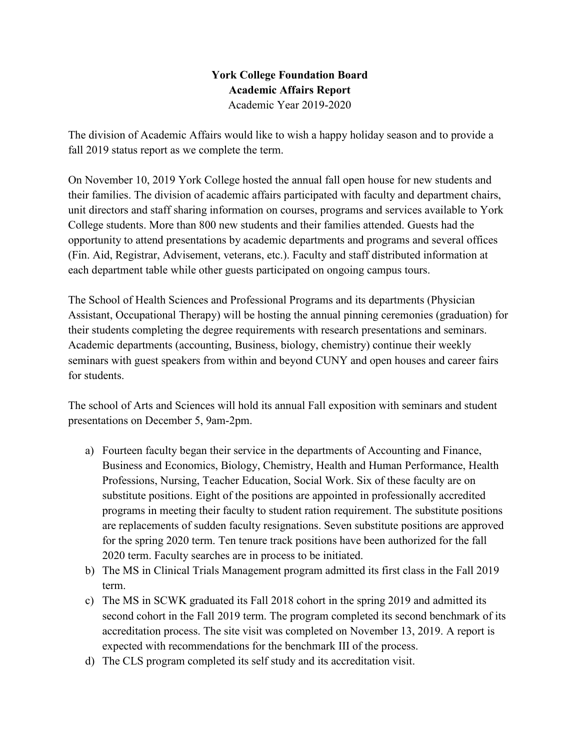**York College Foundation Board**
**Academic Affairs Report**
Academic Year 2019-2020

The division of Academic Affairs would like to wish a happy holiday season and to provide a fall 2019 status report as we complete the term.

On November 10, 2019 York College hosted the annual fall open house for new students and their families. The division of academic affairs participated with faculty and department chairs, unit directors and staff sharing information on courses, programs and services available to York College students. More than 800 new students and their families attended. Guests had the opportunity to attend presentations by academic departments and programs and several offices (Fin. Aid, Registrar, Advisement, veterans, etc.). Faculty and staff distributed information at each department table while other guests participated on ongoing campus tours.

The School of Health Sciences and Professional Programs and its departments (Physician Assistant, Occupational Therapy) will be hosting the annual pinning ceremonies (graduation) for their students completing the degree requirements with research presentations and seminars. Academic departments (accounting, Business, biology, chemistry) continue their weekly seminars with guest speakers from within and beyond CUNY and open houses and career fairs for students.

The school of Arts and Sciences will hold its annual Fall exposition with seminars and student presentations on December 5, 9am-2pm.

a) Fourteen faculty began their service in the departments of Accounting and Finance, Business and Economics, Biology, Chemistry, Health and Human Performance, Health Professions, Nursing, Teacher Education, Social Work. Six of these faculty are on substitute positions. Eight of the positions are appointed in professionally accredited programs in meeting their faculty to student ration requirement. The substitute positions are replacements of sudden faculty resignations. Seven substitute positions are approved for the spring 2020 term. Ten tenure track positions have been authorized for the fall 2020 term. Faculty searches are in process to be initiated.
b) The MS in Clinical Trials Management program admitted its first class in the Fall 2019 term.
c) The MS in SCWK graduated its Fall 2018 cohort in the spring 2019 and admitted its second cohort in the Fall 2019 term. The program completed its second benchmark of its accreditation process. The site visit was completed on November 13, 2019. A report is expected with recommendations for the benchmark III of the process.
d) The CLS program completed its self study and its accreditation visit.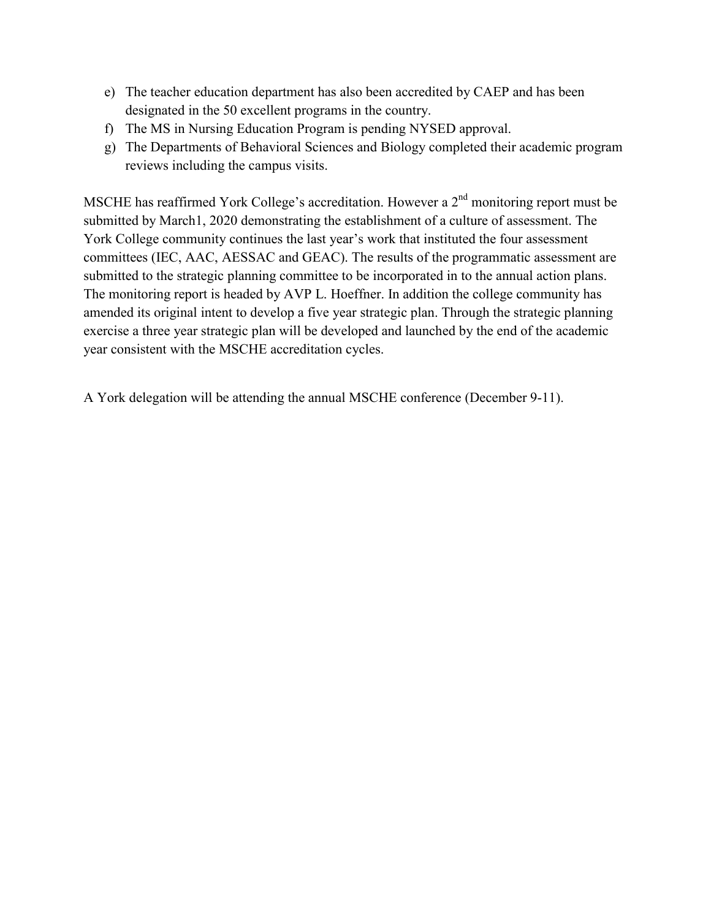e) The teacher education department has also been accredited by CAEP and has been designated in the 50 excellent programs in the country.
f) The MS in Nursing Education Program is pending NYSED approval.
g) The Departments of Behavioral Sciences and Biology completed their academic program reviews including the campus visits.

MSCHE has reaffirmed York College's accreditation. However a 2nd monitoring report must be submitted by March1, 2020 demonstrating the establishment of a culture of assessment. The York College community continues the last year's work that instituted the four assessment committees (IEC, AAC, AESSAC and GEAC). The results of the programmatic assessment are submitted to the strategic planning committee to be incorporated in to the annual action plans. The monitoring report is headed by AVP L. Hoeffner. In addition the college community has amended its original intent to develop a five year strategic plan. Through the strategic planning exercise a three year strategic plan will be developed and launched by the end of the academic year consistent with the MSCHE accreditation cycles.

A York delegation will be attending the annual MSCHE conference (December 9-11).